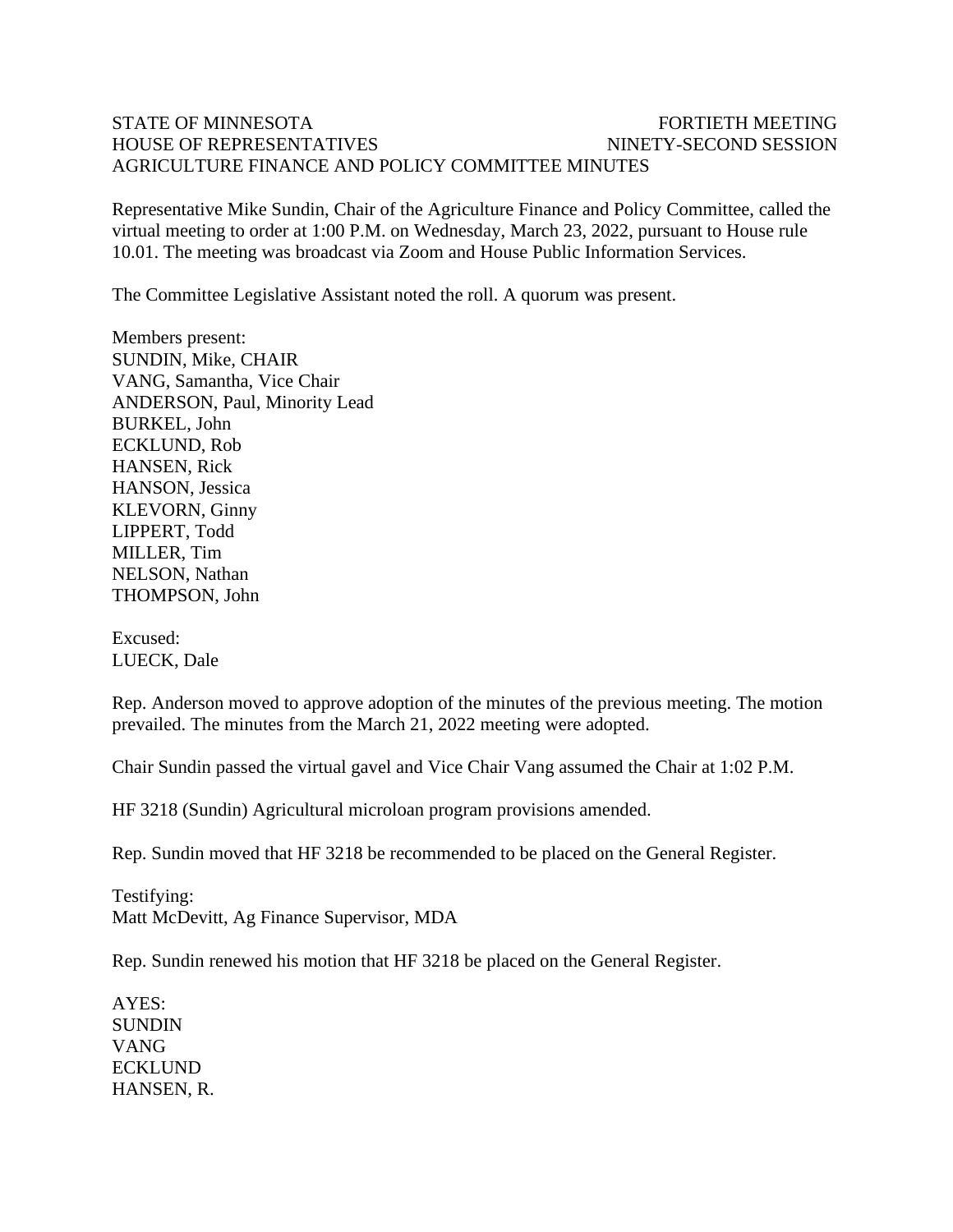STATE OF MINNESOTA FORTIETH MEETING
HOUSE OF REPRESENTATIVES NINETY-SECOND SESSION
AGRICULTURE FINANCE AND POLICY COMMITTEE MINUTES

Representative Mike Sundin, Chair of the Agriculture Finance and Policy Committee, called the virtual meeting to order at 1:00 P.M. on Wednesday, March 23, 2022, pursuant to House rule 10.01. The meeting was broadcast via Zoom and House Public Information Services.

The Committee Legislative Assistant noted the roll. A quorum was present.

Members present:
SUNDIN, Mike, CHAIR
VANG, Samantha, Vice Chair
ANDERSON, Paul, Minority Lead
BURKEL, John
ECKLUND, Rob
HANSEN, Rick
HANSON, Jessica
KLEVORN, Ginny
LIPPERT, Todd
MILLER, Tim
NELSON, Nathan
THOMPSON, John

Excused:
LUECK, Dale

Rep. Anderson moved to approve adoption of the minutes of the previous meeting. The motion prevailed. The minutes from the March 21, 2022 meeting were adopted.

Chair Sundin passed the virtual gavel and Vice Chair Vang assumed the Chair at 1:02 P.M.

HF 3218 (Sundin) Agricultural microloan program provisions amended.

Rep. Sundin moved that HF 3218 be recommended to be placed on the General Register.

Testifying:
Matt McDevitt, Ag Finance Supervisor, MDA

Rep. Sundin renewed his motion that HF 3218 be placed on the General Register.

AYES:
SUNDIN
VANG
ECKLUND
HANSEN, R.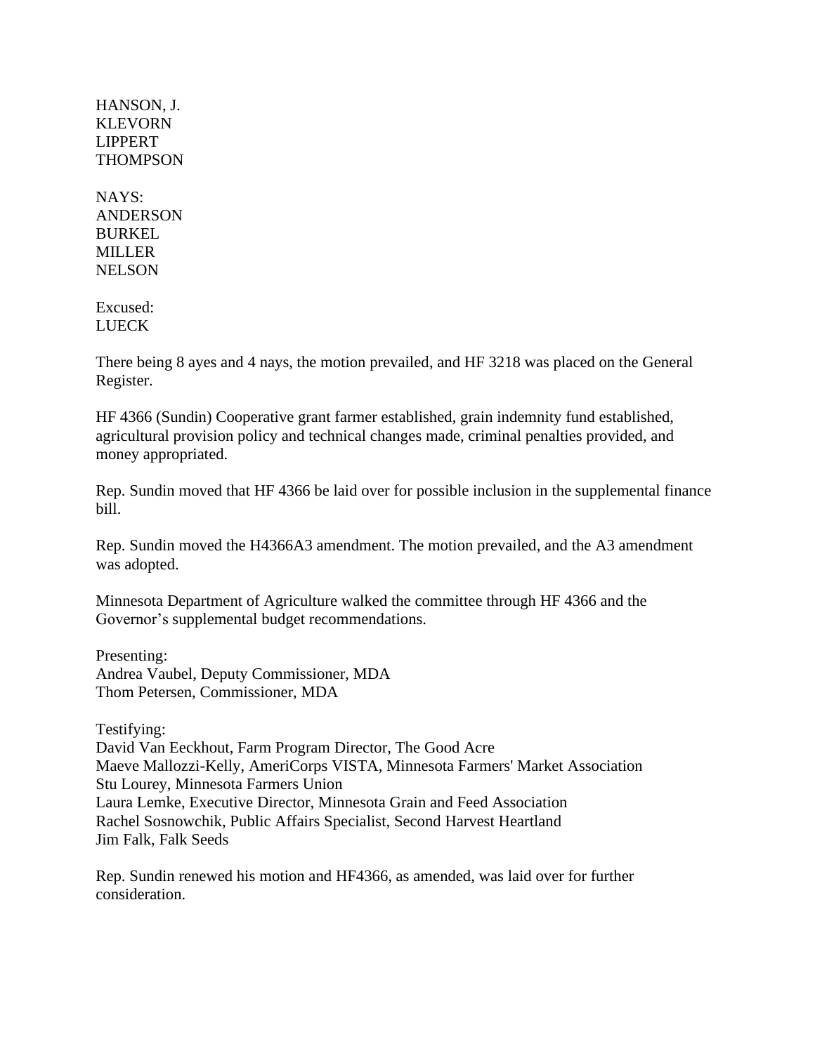HANSON, J.
KLEVORN
LIPPERT
THOMPSON

NAYS:
ANDERSON
BURKEL
MILLER
NELSON

Excused:
LUECK

There being 8 ayes and 4 nays, the motion prevailed, and HF 3218 was placed on the General Register.

HF 4366 (Sundin) Cooperative grant farmer established, grain indemnity fund established, agricultural provision policy and technical changes made, criminal penalties provided, and money appropriated.

Rep. Sundin moved that HF 4366 be laid over for possible inclusion in the supplemental finance bill.

Rep. Sundin moved the H4366A3 amendment. The motion prevailed, and the A3 amendment was adopted.

Minnesota Department of Agriculture walked the committee through HF 4366 and the Governor's supplemental budget recommendations.

Presenting:
Andrea Vaubel, Deputy Commissioner, MDA
Thom Petersen, Commissioner, MDA

Testifying:
David Van Eeckhout, Farm Program Director, The Good Acre
Maeve Mallozzi-Kelly, AmeriCorps VISTA, Minnesota Farmers' Market Association
Stu Lourey, Minnesota Farmers Union
Laura Lemke, Executive Director, Minnesota Grain and Feed Association
Rachel Sosnowchik, Public Affairs Specialist, Second Harvest Heartland
Jim Falk, Falk Seeds

Rep. Sundin renewed his motion and HF4366, as amended, was laid over for further consideration.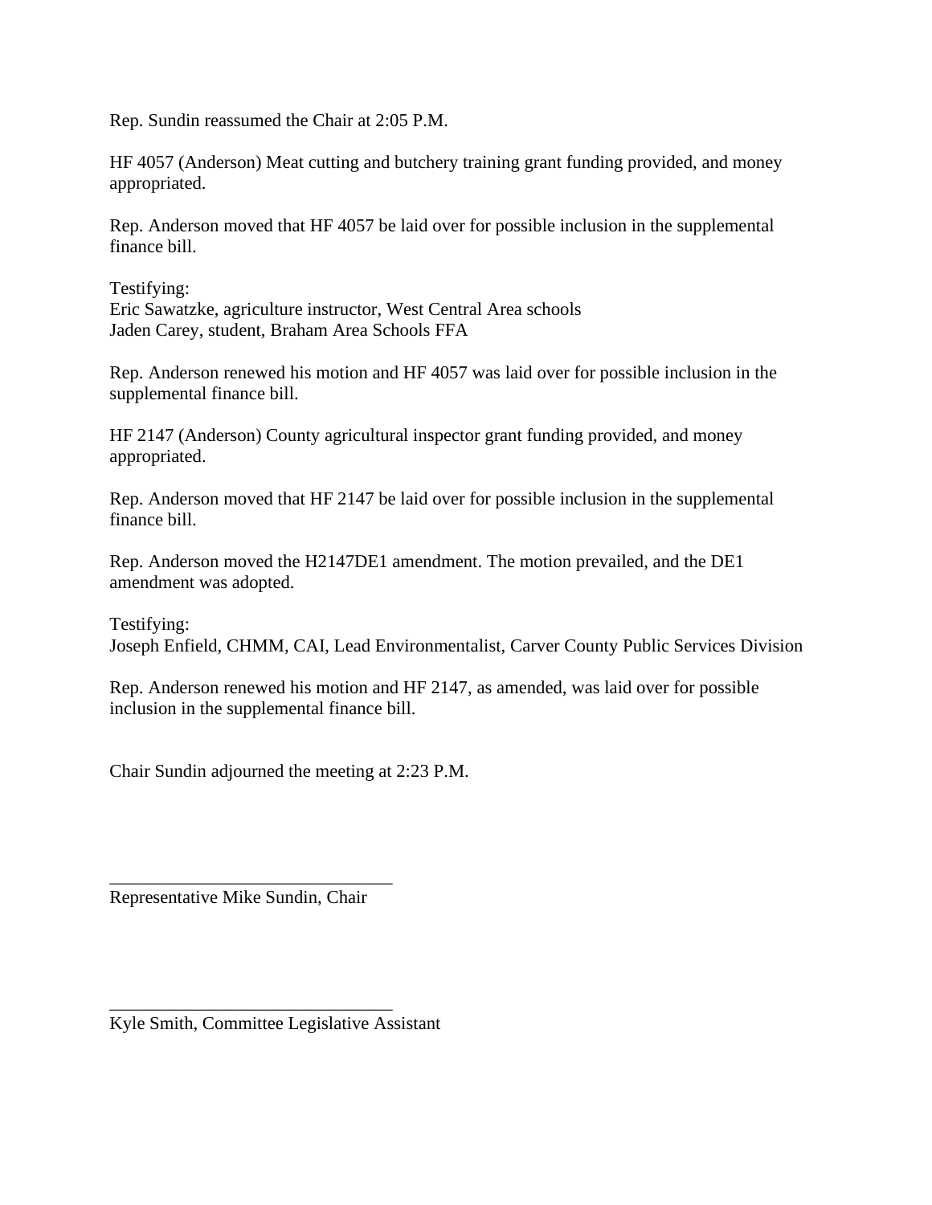Rep. Sundin reassumed the Chair at 2:05 P.M.

HF 4057 (Anderson) Meat cutting and butchery training grant funding provided, and money appropriated.

Rep. Anderson moved that HF 4057 be laid over for possible inclusion in the supplemental finance bill.

Testifying:
Eric Sawatzke, agriculture instructor, West Central Area schools
Jaden Carey, student, Braham Area Schools FFA

Rep. Anderson renewed his motion and HF 4057 was laid over for possible inclusion in the supplemental finance bill.

HF 2147 (Anderson) County agricultural inspector grant funding provided, and money appropriated.

Rep. Anderson moved that HF 2147 be laid over for possible inclusion in the supplemental finance bill.

Rep. Anderson moved the H2147DE1 amendment. The motion prevailed, and the DE1 amendment was adopted.

Testifying:
Joseph Enfield, CHMM, CAI, Lead Environmentalist, Carver County Public Services Division

Rep. Anderson renewed his motion and HF 2147, as amended, was laid over for possible inclusion in the supplemental finance bill.

Chair Sundin adjourned the meeting at 2:23 P.M.

______________________________
Representative Mike Sundin, Chair

______________________________
Kyle Smith, Committee Legislative Assistant